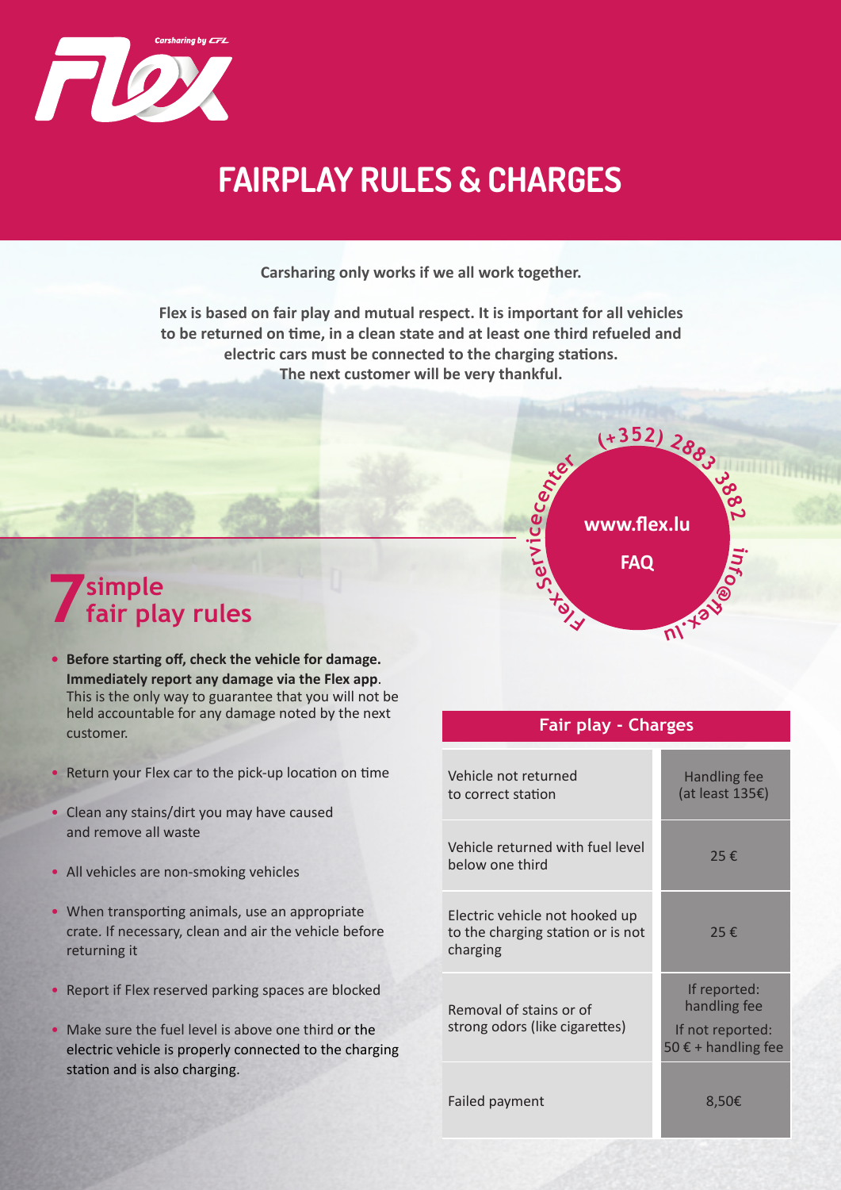Carsharing by CFL

# FAIRPLAY RULES & CHARGES

**Carsharing only works if we all work together.**

**Flex is based on fair play and mutual respect. It is important for all vehicles to be returned on time, in a clean state and at least one third refueled and electric cars must be connected to the charging stations. The next customer will be very thankful.**

Flex-Servicecenter (+352) 2883 3882 info@flex.lu

**www.flex.lu**

**FAQ**

## 7 simple fair play rules

- **Before starting off, check the vehicle for damage. Immediately report any damage via the Flex app**. This is the only way to guarantee that you will not be held accountable for any damage noted by the next customer.
- Return your Flex car to the pick-up location on time
- Clean any stains/dirt you may have caused and remove all waste
- All vehicles are non-smoking vehicles
- When transporting animals, use an appropriate crate. If necessary, clean and air the vehicle before returning it
- Report if Flex reserved parking spaces are blocked
- Make sure the fuel level is above one third or the electric vehicle is properly connected to the charging station and is also charging.

| Fair play - Charges | |
|---|---|
| Vehicle not returned to correct station | Handling fee (at least 135€) |
| Vehicle returned with fuel level below one third | 25 € |
| Electric vehicle not hooked up to the charging station or is not charging | 25 € |
| Removal of stains or of strong odors (like cigarettes) | If reported: handling fee<br>If not reported: 50 € + handling fee |
| Failed payment | 8,50€ |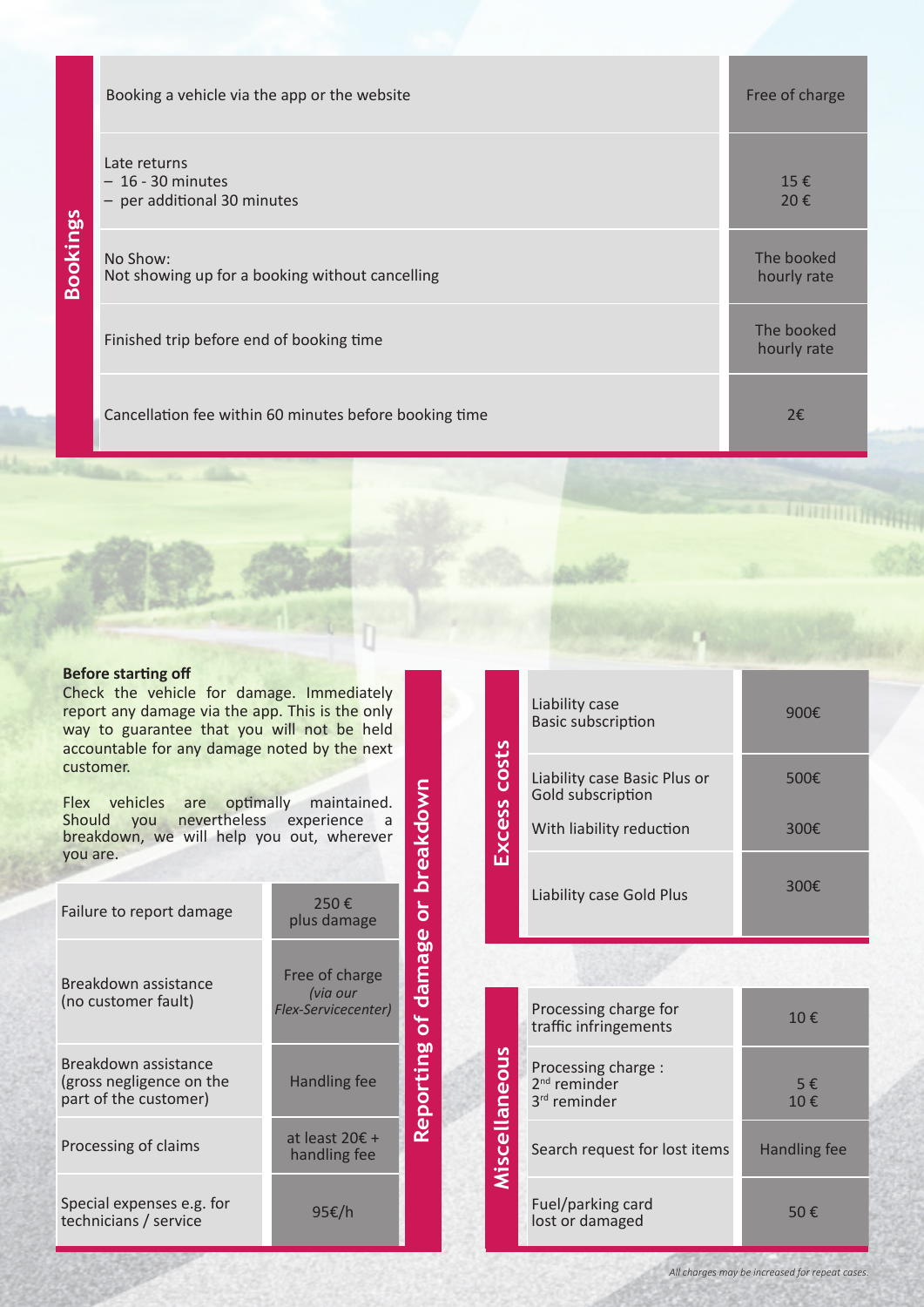## Bookings

| | |
|---|---|
| Booking a vehicle via the app or the website | Free of charge |
| Late returns<br>– 16 - 30 minutes<br>– per additional 30 minutes | <br>15 €<br>20 € |
| No Show:<br>Not showing up for a booking without cancelling | The booked hourly rate |
| Finished trip before end of booking time | The booked hourly rate |
| Cancellation fee within 60 minutes before booking time | 2€ |

## Reporting of damage or breakdown

**Before starting off**
Check the vehicle for damage. Immediately report any damage via the app. This is the only way to guarantee that you will not be held accountable for any damage noted by the next customer.

Flex vehicles are optimally maintained. Should you nevertheless experience a breakdown, we will help you out, wherever you are.

| | |
|---|---|
| Failure to report damage | 250 € plus damage |
| Breakdown assistance (no customer fault) | Free of charge *(via our Flex-Servicecenter)* |
| Breakdown assistance (gross negligence on the part of the customer) | Handling fee |
| Processing of claims | at least 20€ + handling fee |
| Special expenses e.g. for technicians / service | 95€/h |

## Excess costs

| | |
|---|---|
| Liability case Basic subscription | 900€ |
| Liability case Basic Plus or Gold subscription | 500€ |
| With liability reduction | 300€ |
| Liability case Gold Plus | 300€ |

## Miscellaneous

| | |
|---|---|
| Processing charge for traffic infringements | 10 € |
| Processing charge :<br>2nd reminder<br>3rd reminder | <br>5 €<br>10 € |
| Search request for lost items | Handling fee |
| Fuel/parking card lost or damaged | 50 € |

*All charges may be increased for repeat cases.*